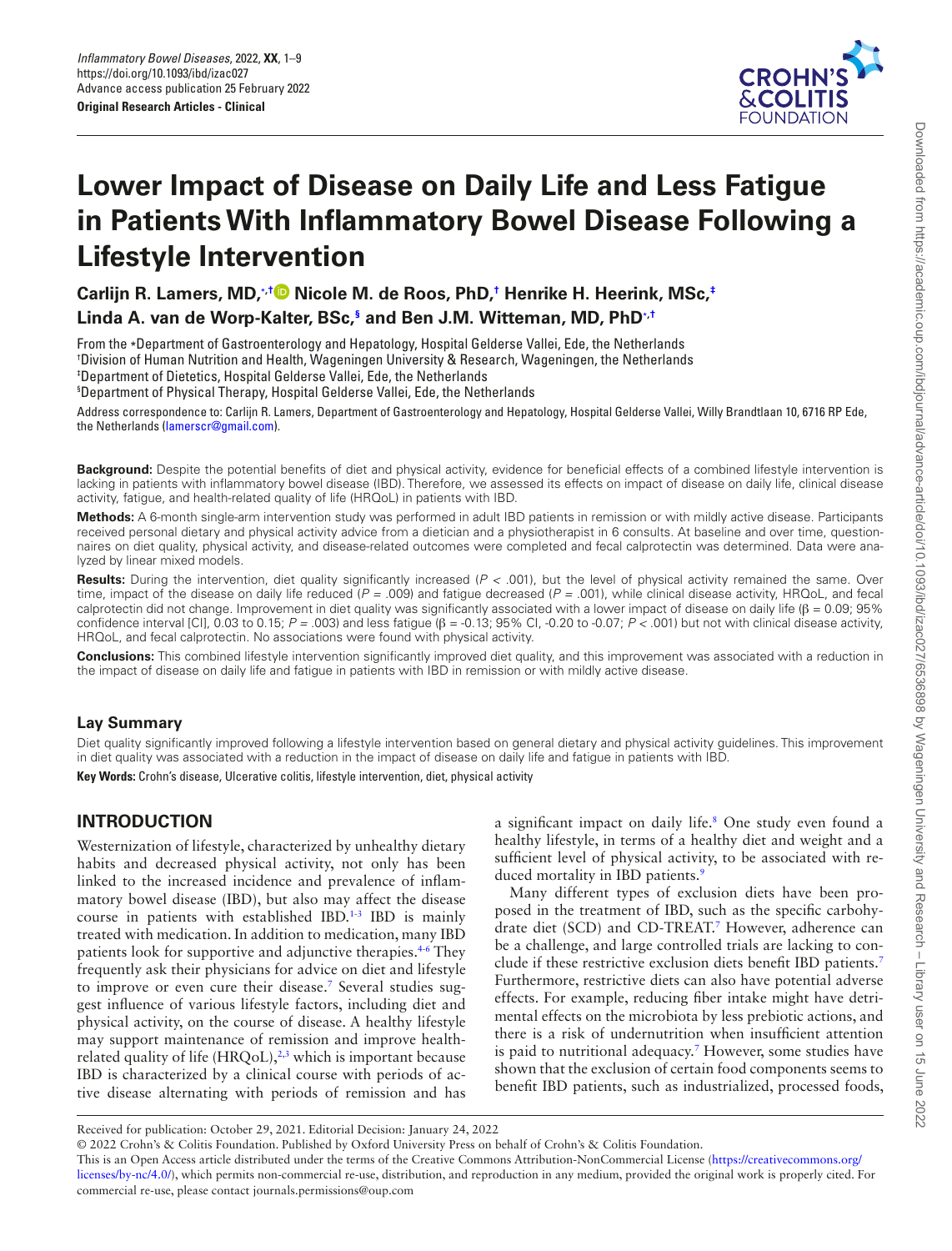Original Research Articles - Clinical

# Lower Impact of Disease on Daily Life and Less Fatigue in Patients With Inflammatory Bowel Disease Following a Lifestyle Intervention

**Carlijn R. Lamers, MD,[*,†] Nicole M. de Roos, PhD,[†] Henrike H. Heerink, MSc,[‡] Linda A. van de Worp-Kalter, BSc,[§] and Ben J.M. Witteman, MD, PhD[*,†]**

From the *Department of Gastroenterology and Hepatology, Hospital Gelderse Vallei, Ede, the Netherlands
†Division of Human Nutrition and Health, Wageningen University & Research, Wageningen, the Netherlands
‡Department of Dietetics, Hospital Gelderse Vallei, Ede, the Netherlands
§Department of Physical Therapy, Hospital Gelderse Vallei, Ede, the Netherlands

Address correspondence to: Carlijn R. Lamers, Department of Gastroenterology and Hepatology, Hospital Gelderse Vallei, Willy Brandtlaan 10, 6716 RP Ede, the Netherlands (lamerscr@gmail.com).

**Background:** Despite the potential benefits of diet and physical activity, evidence for beneficial effects of a combined lifestyle intervention is lacking in patients with inflammatory bowel disease (IBD). Therefore, we assessed its effects on impact of disease on daily life, clinical disease activity, fatigue, and health-related quality of life (HRQoL) in patients with IBD.

**Methods:** A 6-month single-arm intervention study was performed in adult IBD patients in remission or with mildly active disease. Participants received personal dietary and physical activity advice from a dietician and a physiotherapist in 6 consults. At baseline and over time, questionnaires on diet quality, physical activity, and disease-related outcomes were completed and fecal calprotectin was determined. Data were analyzed by linear mixed models.

**Results:** During the intervention, diet quality significantly increased ($P < .001$), but the level of physical activity remained the same. Over time, impact of the disease on daily life reduced ($P = .009$) and fatigue decreased ($P = .001$), while clinical disease activity, HRQoL, and fecal calprotectin did not change. Improvement in diet quality was significantly associated with a lower impact of disease on daily life (β = 0.09; 95% confidence interval [CI], 0.03 to 0.15; $P = .003$) and less fatigue (β = -0.13; 95% CI, -0.20 to -0.07; $P < .001$) but not with clinical disease activity, HRQoL, and fecal calprotectin. No associations were found with physical activity.

**Conclusions:** This combined lifestyle intervention significantly improved diet quality, and this improvement was associated with a reduction in the impact of disease on daily life and fatigue in patients with IBD in remission or with mildly active disease.

## Lay Summary

Diet quality significantly improved following a lifestyle intervention based on general dietary and physical activity guidelines. This improvement in diet quality was associated with a reduction in the impact of disease on daily life and fatigue in patients with IBD.

**Key Words:** Crohn's disease, Ulcerative colitis, lifestyle intervention, diet, physical activity

## INTRODUCTION

Westernization of lifestyle, characterized by unhealthy dietary habits and decreased physical activity, not only has been linked to the increased incidence and prevalence of inflammatory bowel disease (IBD), but also may affect the disease course in patients with established IBD.[1-3] IBD is mainly treated with medication. In addition to medication, many IBD patients look for supportive and adjunctive therapies.[4-6] They frequently ask their physicians for advice on diet and lifestyle to improve or even cure their disease.[7] Several studies suggest influence of various lifestyle factors, including diet and physical activity, on the course of disease. A healthy lifestyle may support maintenance of remission and improve health-related quality of life (HRQoL),[2,3] which is important because IBD is characterized by a clinical course with periods of active disease alternating with periods of remission and has a significant impact on daily life.[8] One study even found a healthy lifestyle, in terms of a healthy diet and weight and a sufficient level of physical activity, to be associated with reduced mortality in IBD patients.[9]

Many different types of exclusion diets have been proposed in the treatment of IBD, such as the specific carbohydrate diet (SCD) and CD-TREAT.[7] However, adherence can be a challenge, and large controlled trials are lacking to conclude if these restrictive exclusion diets benefit IBD patients.[7] Furthermore, restrictive diets can also have potential adverse effects. For example, reducing fiber intake might have detrimental effects on the microbiota by less prebiotic actions, and there is a risk of undernutrition when insufficient attention is paid to nutritional adequacy.[7] However, some studies have shown that the exclusion of certain food components seems to benefit IBD patients, such as industrialized, processed foods,

Received for publication: October 29, 2021. Editorial Decision: January 24, 2022

© 2022 Crohn's & Colitis Foundation. Published by Oxford University Press on behalf of Crohn's & Colitis Foundation.
This is an Open Access article distributed under the terms of the Creative Commons Attribution-NonCommercial License (https://creativecommons.org/licenses/by-nc/4.0/), which permits non-commercial re-use, distribution, and reproduction in any medium, provided the original work is properly cited. For commercial re-use, please contact journals.permissions@oup.com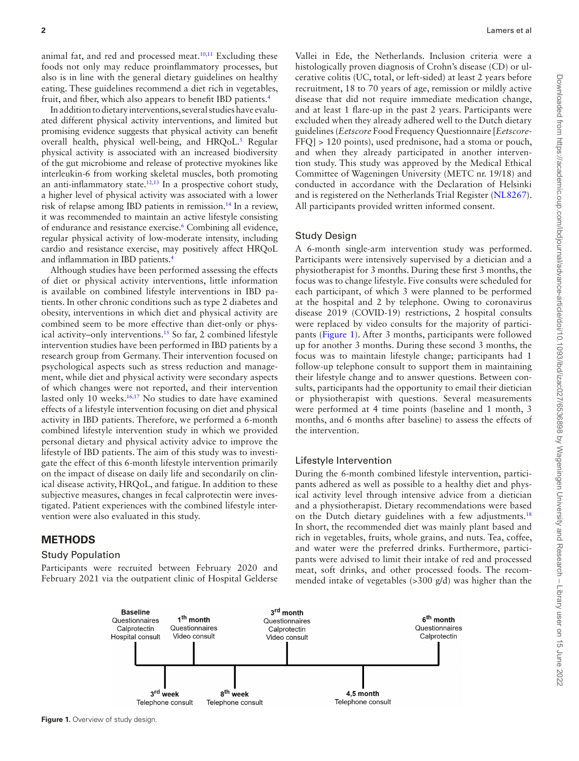animal fat, and red and processed meat.[10,11] Excluding these foods not only may reduce proinflammatory processes, but also is in line with the general dietary guidelines on healthy eating. These guidelines recommend a diet rich in vegetables, fruit, and fiber, which also appears to benefit IBD patients.[4]

In addition to dietary interventions, several studies have evaluated different physical activity interventions, and limited but promising evidence suggests that physical activity can benefit overall health, physical well-being, and HRQoL.[5] Regular physical activity is associated with an increased biodiversity of the gut microbiome and release of protective myokines like interleukin-6 from working skeletal muscles, both promoting an anti-inflammatory state.[12,13] In a prospective cohort study, a higher level of physical activity was associated with a lower risk of relapse among IBD patients in remission.[14] In a review, it was recommended to maintain an active lifestyle consisting of endurance and resistance exercise.[6] Combining all evidence, regular physical activity of low-moderate intensity, including cardio and resistance exercise, may positively affect HRQoL and inflammation in IBD patients.[4]

Although studies have been performed assessing the effects of diet or physical activity interventions, little information is available on combined lifestyle interventions in IBD patients. In other chronic conditions such as type 2 diabetes and obesity, interventions in which diet and physical activity are combined seem to be more effective than diet-only or physical activity–only interventions.[15] So far, 2 combined lifestyle intervention studies have been performed in IBD patients by a research group from Germany. Their intervention focused on psychological aspects such as stress reduction and management, while diet and physical activity were secondary aspects of which changes were not reported, and their intervention lasted only 10 weeks.[16,17] No studies to date have examined effects of a lifestyle intervention focusing on diet and physical activity in IBD patients. Therefore, we performed a 6-month combined lifestyle intervention study in which we provided personal dietary and physical activity advice to improve the lifestyle of IBD patients. The aim of this study was to investigate the effect of this 6-month lifestyle intervention primarily on the impact of disease on daily life and secondarily on clinical disease activity, HRQoL, and fatigue. In addition to these subjective measures, changes in fecal calprotectin were investigated. Patient experiences with the combined lifestyle intervention were also evaluated in this study.

# METHODS

## Study Population

Participants were recruited between February 2020 and February 2021 via the outpatient clinic of Hospital Gelderse Vallei in Ede, the Netherlands. Inclusion criteria were a histologically proven diagnosis of Crohn's disease (CD) or ulcerative colitis (UC, total, or left-sided) at least 2 years before recruitment, 18 to 70 years of age, remission or mildly active disease that did not require immediate medication change, and at least 1 flare-up in the past 2 years. Participants were excluded when they already adhered well to the Dutch dietary guidelines (*Eetscore* Food Frequency Questionnaire [*Eetscore*-FFQ] > 120 points), used prednisone, had a stoma or pouch, and when they already participated in another intervention study. This study was approved by the Medical Ethical Committee of Wageningen University (METC nr. 19/18) and conducted in accordance with the Declaration of Helsinki and is registered on the Netherlands Trial Register (NL8267). All participants provided written informed consent.

## Study Design

A 6-month single-arm intervention study was performed. Participants were intensively supervised by a dietician and a physiotherapist for 3 months. During these first 3 months, the focus was to change lifestyle. Five consults were scheduled for each participant, of which 3 were planned to be performed at the hospital and 2 by telephone. Owing to coronavirus disease 2019 (COVID-19) restrictions, 2 hospital consults were replaced by video consults for the majority of participants (Figure 1). After 3 months, participants were followed up for another 3 months. During these second 3 months, the focus was to maintain lifestyle change; participants had 1 follow-up telephone consult to support them in maintaining their lifestyle change and to answer questions. Between consults, participants had the opportunity to email their dietician or physiotherapist with questions. Several measurements were performed at 4 time points (baseline and 1 month, 3 months, and 6 months after baseline) to assess the effects of the intervention.

## Lifestyle Intervention

During the 6-month combined lifestyle intervention, participants adhered as well as possible to a healthy diet and physical activity level through intensive advice from a dietician and a physiotherapist. Dietary recommendations were based on the Dutch dietary guidelines with a few adjustments.[18] In short, the recommended diet was mainly plant based and rich in vegetables, fruits, whole grains, and nuts. Tea, coffee, and water were the preferred drinks. Furthermore, participants were advised to limit their intake of red and processed meat, soft drinks, and other processed foods. The recommended intake of vegetables (>300 g/d) was higher than the

**Baseline** Questionnaires Calprotectin Hospital consult — **3rd week** Telephone consult — **1th month** Questionnaires Video consult — **8th week** Telephone consult — **3rd month** Questionnaires Calprotectin Video consult — **4,5 month** Telephone consult — **6th month** Questionnaires Calprotectin

**Figure 1.** Overview of study design.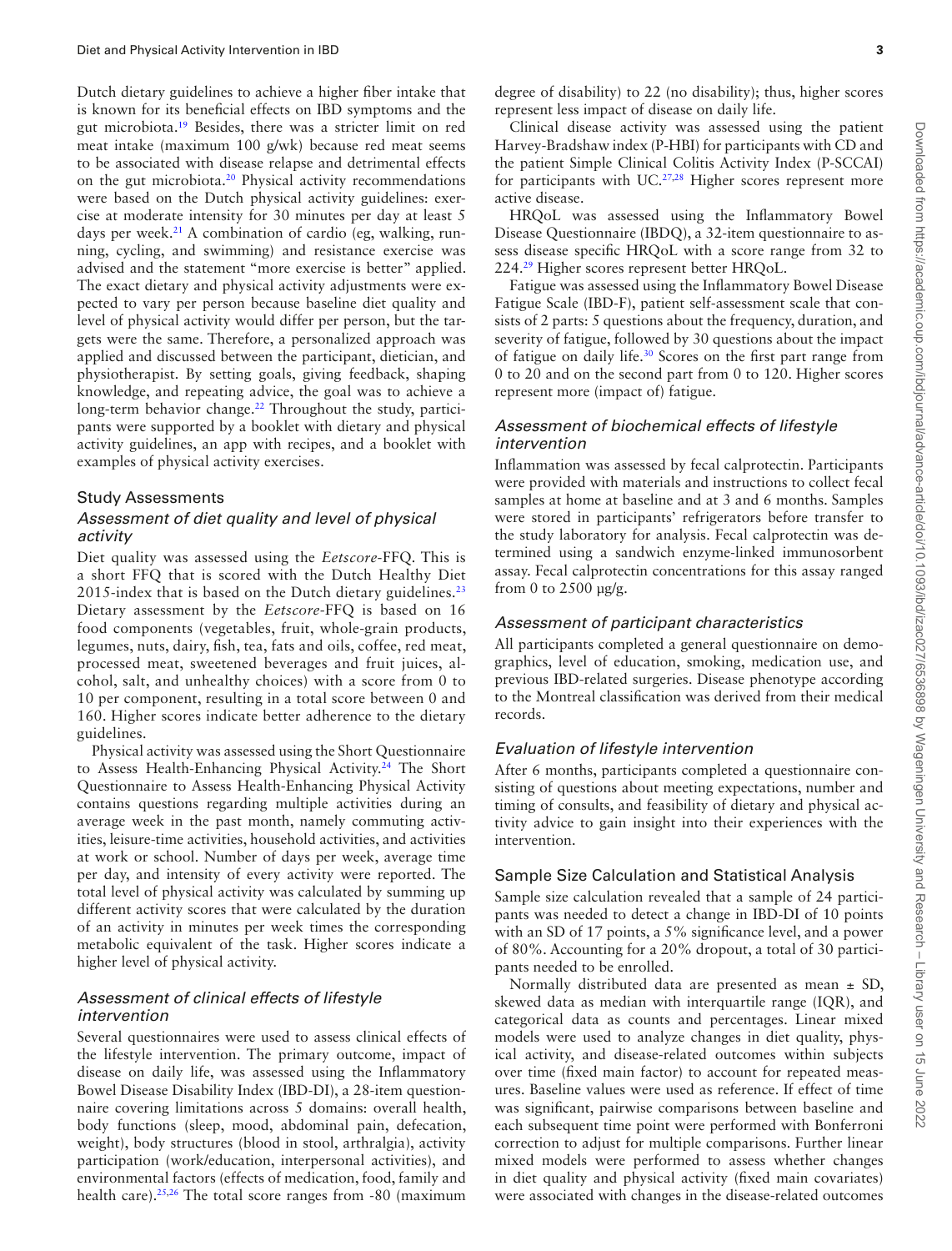Dutch dietary guidelines to achieve a higher fiber intake that is known for its beneficial effects on IBD symptoms and the gut microbiota.[19] Besides, there was a stricter limit on red meat intake (maximum 100 g/wk) because red meat seems to be associated with disease relapse and detrimental effects on the gut microbiota.[20] Physical activity recommendations were based on the Dutch physical activity guidelines: exercise at moderate intensity for 30 minutes per day at least 5 days per week.[21] A combination of cardio (eg, walking, running, cycling, and swimming) and resistance exercise was advised and the statement "more exercise is better" applied. The exact dietary and physical activity adjustments were expected to vary per person because baseline diet quality and level of physical activity would differ per person, but the targets were the same. Therefore, a personalized approach was applied and discussed between the participant, dietician, and physiotherapist. By setting goals, giving feedback, shaping knowledge, and repeating advice, the goal was to achieve a long-term behavior change.[22] Throughout the study, participants were supported by a booklet with dietary and physical activity guidelines, an app with recipes, and a booklet with examples of physical activity exercises.

## Study Assessments

### *Assessment of diet quality and level of physical activity*

Diet quality was assessed using the *Eetscore*-FFQ. This is a short FFQ that is scored with the Dutch Healthy Diet 2015-index that is based on the Dutch dietary guidelines.[23] Dietary assessment by the *Eetscore*-FFQ is based on 16 food components (vegetables, fruit, whole-grain products, legumes, nuts, dairy, fish, tea, fats and oils, coffee, red meat, processed meat, sweetened beverages and fruit juices, alcohol, salt, and unhealthy choices) with a score from 0 to 10 per component, resulting in a total score between 0 and 160. Higher scores indicate better adherence to the dietary guidelines.

Physical activity was assessed using the Short Questionnaire to Assess Health-Enhancing Physical Activity.[24] The Short Questionnaire to Assess Health-Enhancing Physical Activity contains questions regarding multiple activities during an average week in the past month, namely commuting activities, leisure-time activities, household activities, and activities at work or school. Number of days per week, average time per day, and intensity of every activity were reported. The total level of physical activity was calculated by summing up different activity scores that were calculated by the duration of an activity in minutes per week times the corresponding metabolic equivalent of the task. Higher scores indicate a higher level of physical activity.

### *Assessment of clinical effects of lifestyle intervention*

Several questionnaires were used to assess clinical effects of the lifestyle intervention. The primary outcome, impact of disease on daily life, was assessed using the Inflammatory Bowel Disease Disability Index (IBD-DI), a 28-item questionnaire covering limitations across 5 domains: overall health, body functions (sleep, mood, abdominal pain, defecation, weight), body structures (blood in stool, arthralgia), activity participation (work/education, interpersonal activities), and environmental factors (effects of medication, food, family and health care).[25,26] The total score ranges from -80 (maximum degree of disability) to 22 (no disability); thus, higher scores represent less impact of disease on daily life.

Clinical disease activity was assessed using the patient Harvey-Bradshaw index (P-HBI) for participants with CD and the patient Simple Clinical Colitis Activity Index (P-SCCAI) for participants with UC.[27,28] Higher scores represent more active disease.

HRQoL was assessed using the Inflammatory Bowel Disease Questionnaire (IBDQ), a 32-item questionnaire to assess disease specific HRQoL with a score range from 32 to 224.[29] Higher scores represent better HRQoL.

Fatigue was assessed using the Inflammatory Bowel Disease Fatigue Scale (IBD-F), patient self-assessment scale that consists of 2 parts: 5 questions about the frequency, duration, and severity of fatigue, followed by 30 questions about the impact of fatigue on daily life.[30] Scores on the first part range from 0 to 20 and on the second part from 0 to 120. Higher scores represent more (impact of) fatigue.

### *Assessment of biochemical effects of lifestyle intervention*

Inflammation was assessed by fecal calprotectin. Participants were provided with materials and instructions to collect fecal samples at home at baseline and at 3 and 6 months. Samples were stored in participants' refrigerators before transfer to the study laboratory for analysis. Fecal calprotectin was determined using a sandwich enzyme-linked immunosorbent assay. Fecal calprotectin concentrations for this assay ranged from 0 to 2500 µg/g.

### *Assessment of participant characteristics*

All participants completed a general questionnaire on demographics, level of education, smoking, medication use, and previous IBD-related surgeries. Disease phenotype according to the Montreal classification was derived from their medical records.

### *Evaluation of lifestyle intervention*

After 6 months, participants completed a questionnaire consisting of questions about meeting expectations, number and timing of consults, and feasibility of dietary and physical activity advice to gain insight into their experiences with the intervention.

## Sample Size Calculation and Statistical Analysis

Sample size calculation revealed that a sample of 24 participants was needed to detect a change in IBD-DI of 10 points with an SD of 17 points, a 5% significance level, and a power of 80%. Accounting for a 20% dropout, a total of 30 participants needed to be enrolled.

Normally distributed data are presented as mean ± SD, skewed data as median with interquartile range (IQR), and categorical data as counts and percentages. Linear mixed models were used to analyze changes in diet quality, physical activity, and disease-related outcomes within subjects over time (fixed main factor) to account for repeated measures. Baseline values were used as reference. If effect of time was significant, pairwise comparisons between baseline and each subsequent time point were performed with Bonferroni correction to adjust for multiple comparisons. Further linear mixed models were performed to assess whether changes in diet quality and physical activity (fixed main covariates) were associated with changes in the disease-related outcomes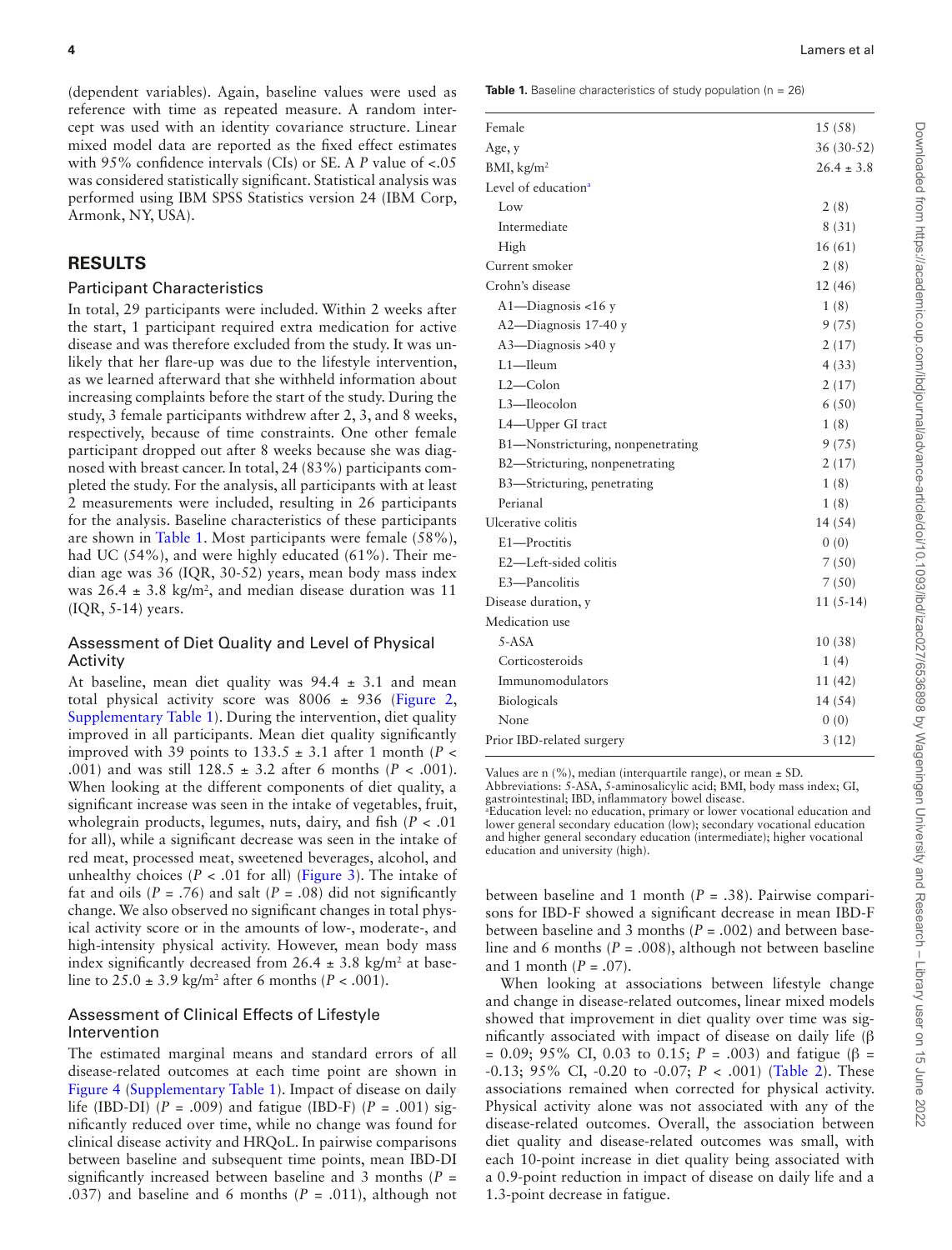(dependent variables). Again, baseline values were used as reference with time as repeated measure. A random intercept was used with an identity covariance structure. Linear mixed model data are reported as the fixed effect estimates with 95% confidence intervals (CIs) or SE. A *P* value of <.05 was considered statistically significant. Statistical analysis was performed using IBM SPSS Statistics version 24 (IBM Corp, Armonk, NY, USA).

## RESULTS

### Participant Characteristics

In total, 29 participants were included. Within 2 weeks after the start, 1 participant required extra medication for active disease and was therefore excluded from the study. It was unlikely that her flare-up was due to the lifestyle intervention, as we learned afterward that she withheld information about increasing complaints before the start of the study. During the study, 3 female participants withdrew after 2, 3, and 8 weeks, respectively, because of time constraints. One other female participant dropped out after 8 weeks because she was diagnosed with breast cancer. In total, 24 (83%) participants completed the study. For the analysis, all participants with at least 2 measurements were included, resulting in 26 participants for the analysis. Baseline characteristics of these participants are shown in Table 1. Most participants were female (58%), had UC (54%), and were highly educated (61%). Their median age was 36 (IQR, 30-52) years, mean body mass index was 26.4 ± 3.8 kg/m², and median disease duration was 11 (IQR, 5-14) years.

**Table 1.** Baseline characteristics of study population (n = 26)

| | |
|---|---|
| Female | 15 (58) |
| Age, y | 36 (30-52) |
| BMI, kg/m² | 26.4 ± 3.8 |
| Level of education[a] | |
| Low | 2 (8) |
| Intermediate | 8 (31) |
| High | 16 (61) |
| Current smoker | 2 (8) |
| Crohn's disease | 12 (46) |
| A1—Diagnosis <16 y | 1 (8) |
| A2—Diagnosis 17-40 y | 9 (75) |
| A3—Diagnosis >40 y | 2 (17) |
| L1—Ileum | 4 (33) |
| L2—Colon | 2 (17) |
| L3—Ileocolon | 6 (50) |
| L4—Upper GI tract | 1 (8) |
| B1—Nonstricturing, nonpenetrating | 9 (75) |
| B2—Stricturing, nonpenetrating | 2 (17) |
| B3—Stricturing, penetrating | 1 (8) |
| Perianal | 1 (8) |
| Ulcerative colitis | 14 (54) |
| E1—Proctitis | 0 (0) |
| E2—Left-sided colitis | 7 (50) |
| E3—Pancolitis | 7 (50) |
| Disease duration, y | 11 (5-14) |
| Medication use | |
| 5-ASA | 10 (38) |
| Corticosteroids | 1 (4) |
| Immunomodulators | 11 (42) |
| Biologicals | 14 (54) |
| None | 0 (0) |
| Prior IBD-related surgery | 3 (12) |

Values are n (%), median (interquartile range), or mean ± SD.
Abbreviations: 5-ASA, 5-aminosalicylic acid; BMI, body mass index; GI, gastrointestinal; IBD, inflammatory bowel disease.
[a]Education level: no education, primary or lower vocational education and lower general secondary education (low); secondary vocational education and higher general secondary education (intermediate); higher vocational education and university (high).

### Assessment of Diet Quality and Level of Physical Activity

At baseline, mean diet quality was 94.4 ± 3.1 and mean total physical activity score was 8006 ± 936 (Figure 2, Supplementary Table 1). During the intervention, diet quality improved in all participants. Mean diet quality significantly improved with 39 points to 133.5 ± 3.1 after 1 month (*P* < .001) and was still 128.5 ± 3.2 after 6 months (*P* < .001). When looking at the different components of diet quality, a significant increase was seen in the intake of vegetables, fruit, wholegrain products, legumes, nuts, dairy, and fish (*P* < .01 for all), while a significant decrease was seen in the intake of red meat, processed meat, sweetened beverages, alcohol, and unhealthy choices (*P* < .01 for all) (Figure 3). The intake of fat and oils (*P* = .76) and salt (*P* = .08) did not significantly change. We also observed no significant changes in total physical activity score or in the amounts of low-, moderate-, and high-intensity physical activity. However, mean body mass index significantly decreased from 26.4 ± 3.8 kg/m² at baseline to 25.0 ± 3.9 kg/m² after 6 months (*P* < .001).

### Assessment of Clinical Effects of Lifestyle Intervention

The estimated marginal means and standard errors of all disease-related outcomes at each time point are shown in Figure 4 (Supplementary Table 1). Impact of disease on daily life (IBD-DI) (*P* = .009) and fatigue (IBD-F) (*P* = .001) significantly reduced over time, while no change was found for clinical disease activity and HRQoL. In pairwise comparisons between baseline and subsequent time points, mean IBD-DI significantly increased between baseline and 3 months (*P* = .037) and baseline and 6 months (*P* = .011), although not between baseline and 1 month (*P* = .38). Pairwise comparisons for IBD-F showed a significant decrease in mean IBD-F between baseline and 3 months (*P* = .002) and between baseline and 6 months (*P* = .008), although not between baseline and 1 month (*P* = .07).

When looking at associations between lifestyle change and change in disease-related outcomes, linear mixed models showed that improvement in diet quality over time was significantly associated with impact of disease on daily life (β = 0.09; 95% CI, 0.03 to 0.15; *P* = .003) and fatigue (β = -0.13; 95% CI, -0.20 to -0.07; *P* < .001) (Table 2). These associations remained when corrected for physical activity. Physical activity alone was not associated with any of the disease-related outcomes. Overall, the association between diet quality and disease-related outcomes was small, with each 10-point increase in diet quality being associated with a 0.9-point reduction in impact of disease on daily life and a 1.3-point decrease in fatigue.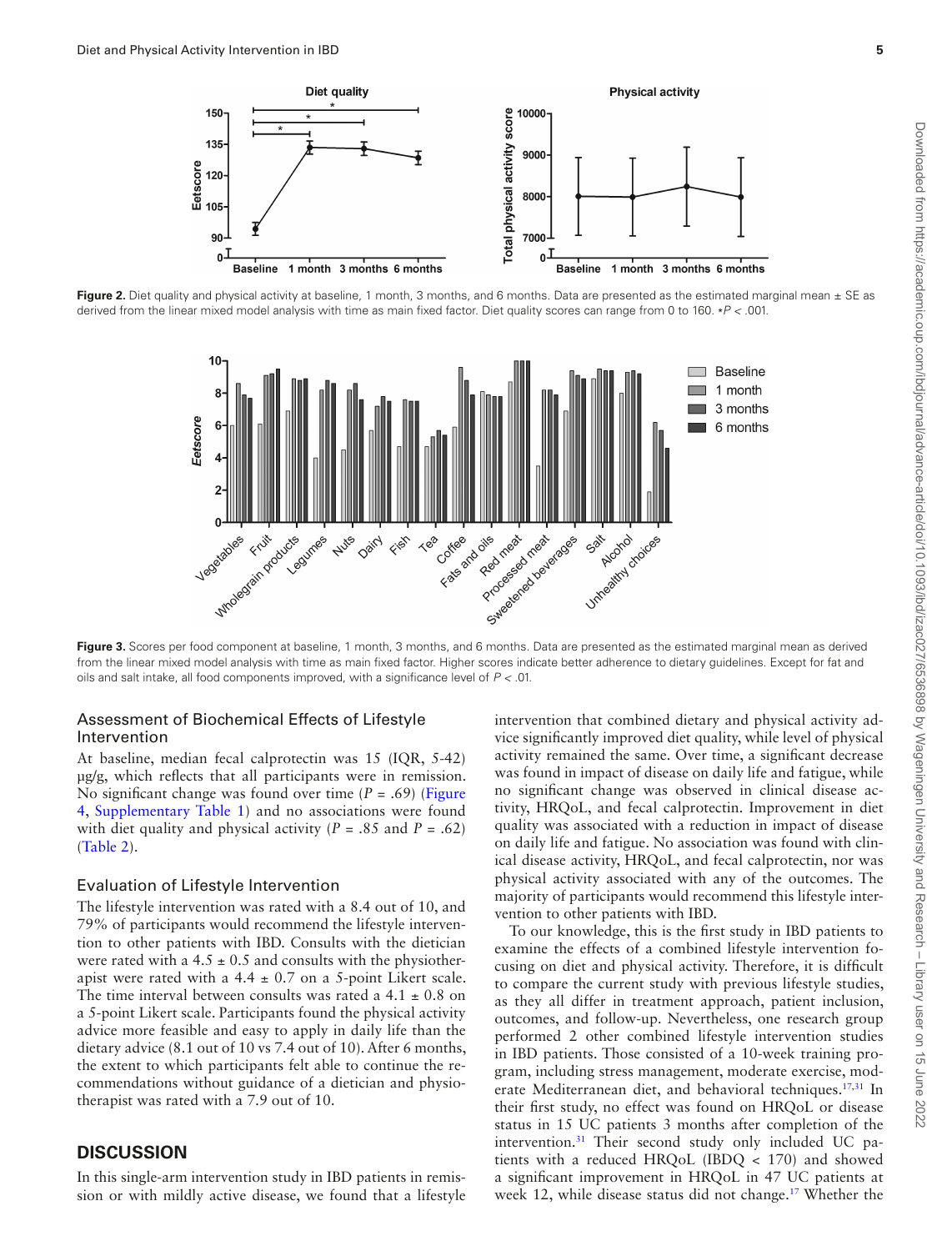Figure 2. Diet quality and physical activity at baseline, 1 month, 3 months, and 6 months. Data are presented as the estimated marginal mean ± SE as derived from the linear mixed model analysis with time as main fixed factor. Diet quality scores can range from 0 to 160. *P < .001.

Figure 3. Scores per food component at baseline, 1 month, 3 months, and 6 months. Data are presented as the estimated marginal mean as derived from the linear mixed model analysis with time as main fixed factor. Higher scores indicate better adherence to dietary guidelines. Except for fat and oils and salt intake, all food components improved, with a significance level of $P < .01$.

### Assessment of Biochemical Effects of Lifestyle Intervention

At baseline, median fecal calprotectin was 15 (IQR, 5-42) µg/g, which reflects that all participants were in remission. No significant change was found over time ($P = .69$) (Figure 4, Supplementary Table 1) and no associations were found with diet quality and physical activity ($P = .85$ and $P = .62$) (Table 2).

### Evaluation of Lifestyle Intervention

The lifestyle intervention was rated with a 8.4 out of 10, and 79% of participants would recommend the lifestyle intervention to other patients with IBD. Consults with the dietician were rated with a 4.5 ± 0.5 and consults with the physiotherapist were rated with a 4.4 ± 0.7 on a 5-point Likert scale. The time interval between consults was rated a 4.1 ± 0.8 on a 5-point Likert scale. Participants found the physical activity advice more feasible and easy to apply in daily life than the dietary advice (8.1 out of 10 vs 7.4 out of 10). After 6 months, the extent to which participants felt able to continue the recommendations without guidance of a dietician and physiotherapist was rated with a 7.9 out of 10.

## DISCUSSION

In this single-arm intervention study in IBD patients in remission or with mildly active disease, we found that a lifestyle intervention that combined dietary and physical activity advice significantly improved diet quality, while level of physical activity remained the same. Over time, a significant decrease was found in impact of disease on daily life and fatigue, while no significant change was observed in clinical disease activity, HRQoL, and fecal calprotectin. Improvement in diet quality was associated with a reduction in impact of disease on daily life and fatigue. No association was found with clinical disease activity, HRQoL, and fecal calprotectin, nor was physical activity associated with any of the outcomes. The majority of participants would recommend this lifestyle intervention to other patients with IBD.

To our knowledge, this is the first study in IBD patients to examine the effects of a combined lifestyle intervention focusing on diet and physical activity. Therefore, it is difficult to compare the current study with previous lifestyle studies, as they all differ in treatment approach, patient inclusion, outcomes, and follow-up. Nevertheless, one research group performed 2 other combined lifestyle intervention studies in IBD patients. Those consisted of a 10-week training program, including stress management, moderate exercise, moderate Mediterranean diet, and behavioral techniques.[17,31] In their first study, no effect was found on HRQoL or disease status in 15 UC patients 3 months after completion of the intervention.[31] Their second study only included UC patients with a reduced HRQoL (IBDQ < 170) and showed a significant improvement in HRQoL in 47 UC patients at week 12, while disease status did not change.[17] Whether the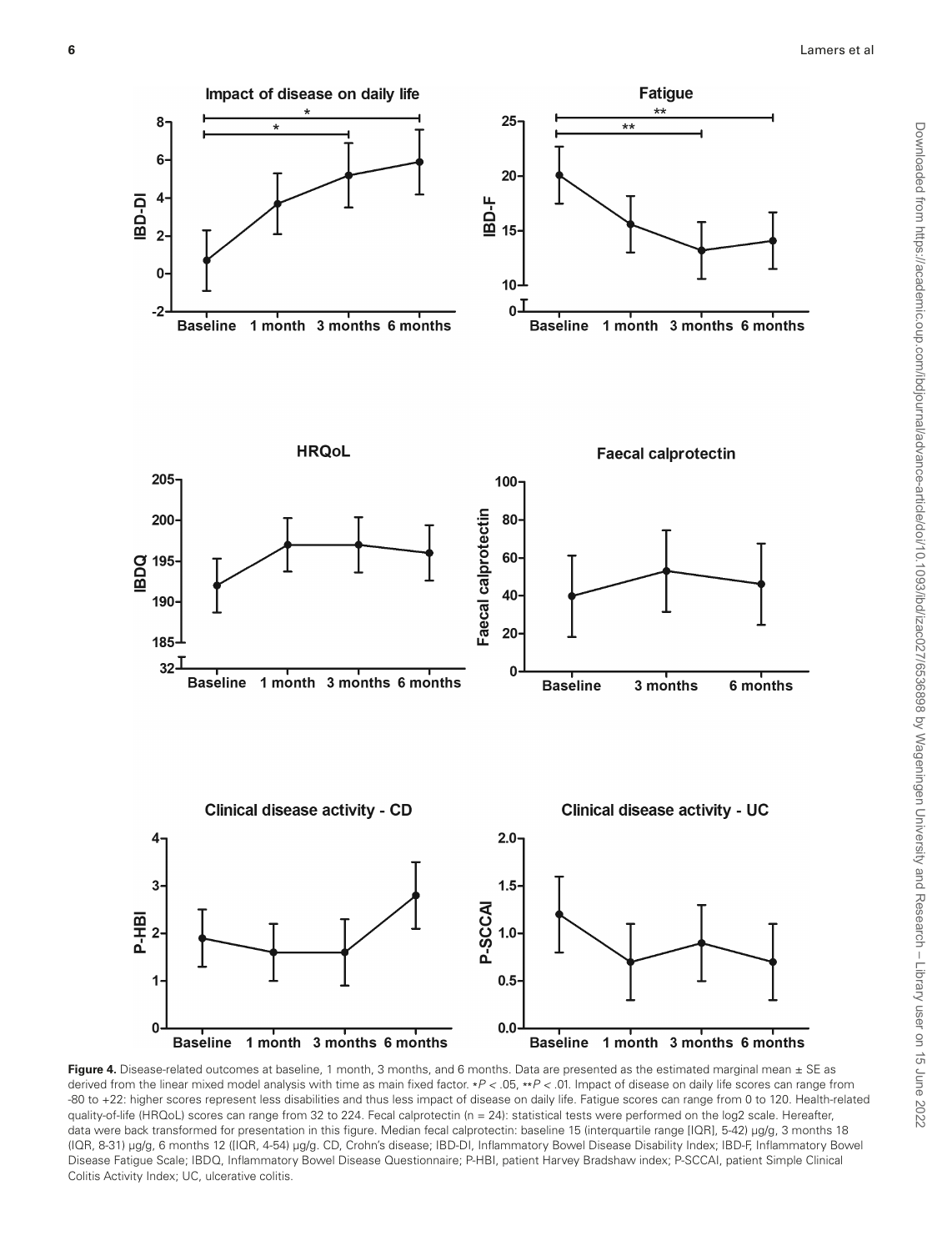**Figure 4.** Disease-related outcomes at baseline, 1 month, 3 months, and 6 months. Data are presented as the estimated marginal mean ± SE as derived from the linear mixed model analysis with time as main fixed factor. *$P < .05$, **$P < .01$. Impact of disease on daily life scores can range from -80 to +22: higher scores represent less disabilities and thus less impact of disease on daily life. Fatigue scores can range from 0 to 120. Health-related quality-of-life (HRQoL) scores can range from 32 to 224. Fecal calprotectin (n = 24): statistical tests were performed on the log2 scale. Hereafter, data were back transformed for presentation in this figure. Median fecal calprotectin: baseline 15 (interquartile range [IQR], 5-42) µg/g, 3 months 18 (IQR, 8-31) µg/g, 6 months 12 ([IQR, 4-54) µg/g. CD, Crohn's disease; IBD-DI, Inflammatory Bowel Disease Disability Index; IBD-F, Inflammatory Bowel Disease Fatigue Scale; IBDQ, Inflammatory Bowel Disease Questionnaire; P-HBI, patient Harvey Bradshaw index; P-SCCAI, patient Simple Clinical Colitis Activity Index; UC, ulcerative colitis.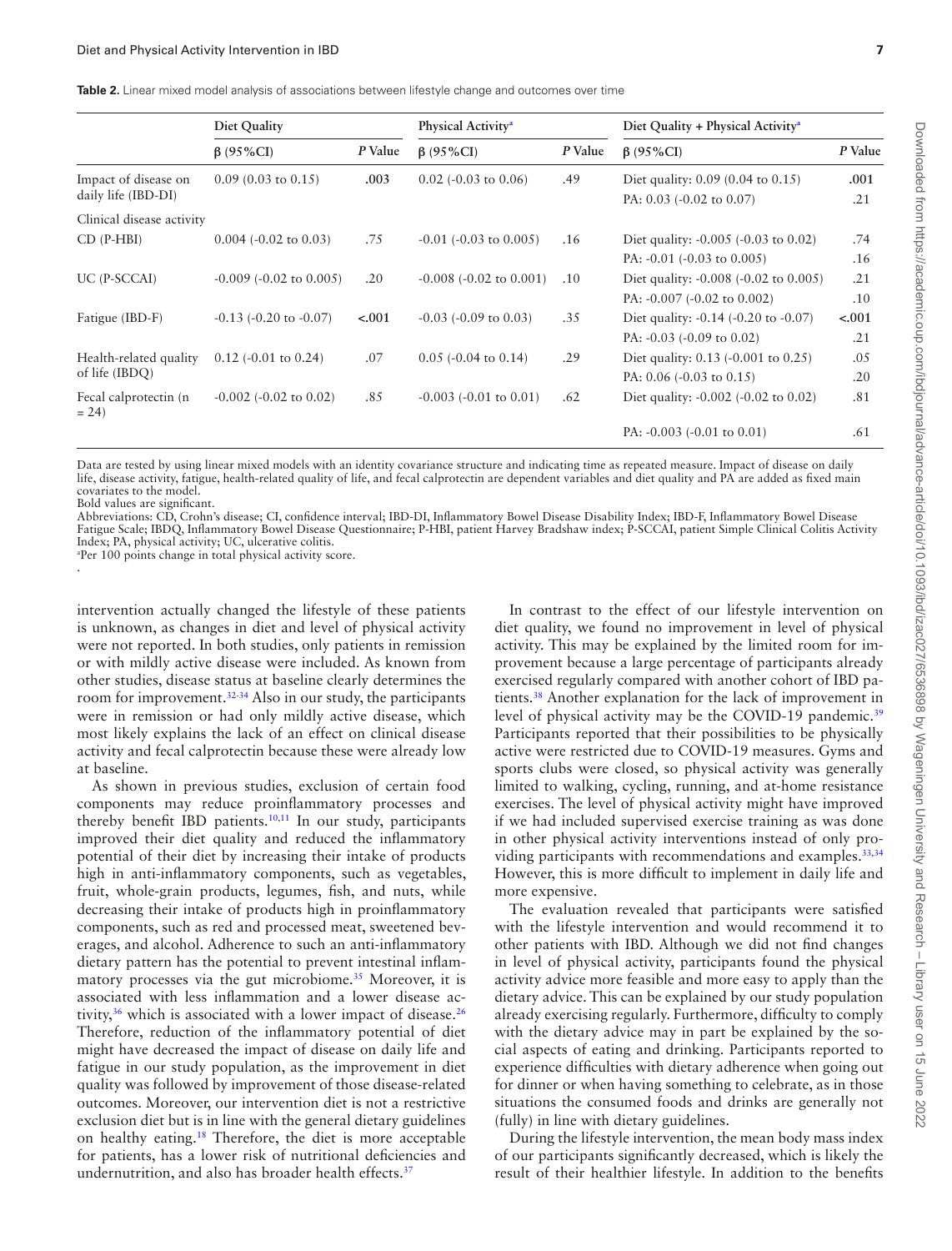**Table 2.** Linear mixed model analysis of associations between lifestyle change and outcomes over time

| | Diet Quality | | Physical Activity[a] | | Diet Quality + Physical Activity[a] | |
|---|---|---|---|---|---|---|
| | β (95%CI) | *P* Value | β (95%CI) | *P* Value | β (95%CI) | *P* Value |
| Impact of disease on daily life (IBD-DI) | 0.09 (0.03 to 0.15) | **.003** | 0.02 (-0.03 to 0.06) | .49 | Diet quality: 0.09 (0.04 to 0.15) | **.001** |
| | | | | | PA: 0.03 (-0.02 to 0.07) | .21 |
| Clinical disease activity | | | | | | |
| CD (P-HBI) | 0.004 (-0.02 to 0.03) | .75 | -0.01 (-0.03 to 0.005) | .16 | Diet quality: -0.005 (-0.03 to 0.02) | .74 |
| | | | | | PA: -0.01 (-0.03 to 0.005) | .16 |
| UC (P-SCCAI) | -0.009 (-0.02 to 0.005) | .20 | -0.008 (-0.02 to 0.001) | .10 | Diet quality: -0.008 (-0.02 to 0.005) | .21 |
| | | | | | PA: -0.007 (-0.02 to 0.002) | .10 |
| Fatigue (IBD-F) | -0.13 (-0.20 to -0.07) | **<.001** | -0.03 (-0.09 to 0.03) | .35 | Diet quality: -0.14 (-0.20 to -0.07) | **<.001** |
| | | | | | PA: -0.03 (-0.09 to 0.02) | .21 |
| Health-related quality of life (IBDQ) | 0.12 (-0.01 to 0.24) | .07 | 0.05 (-0.04 to 0.14) | .29 | Diet quality: 0.13 (-0.001 to 0.25) | .05 |
| | | | | | PA: 0.06 (-0.03 to 0.15) | .20 |
| Fecal calprotectin (n = 24) | -0.002 (-0.02 to 0.02) | .85 | -0.003 (-0.01 to 0.01) | .62 | Diet quality: -0.002 (-0.02 to 0.02) | .81 |
| | | | | | PA: -0.003 (-0.01 to 0.01) | .61 |

Data are tested by using linear mixed models with an identity covariance structure and indicating time as repeated measure. Impact of disease on daily life, disease activity, fatigue, health-related quality of life, and fecal calprotectin are dependent variables and diet quality and PA are added as fixed main covariates to the model.
Bold values are significant.
Abbreviations: CD, Crohn's disease; CI, confidence interval; IBD-DI, Inflammatory Bowel Disease Disability Index; IBD-F, Inflammatory Bowel Disease Fatigue Scale; IBDQ, Inflammatory Bowel Disease Questionnaire; P-HBI, patient Harvey Bradshaw index; P-SCCAI, patient Simple Clinical Colitis Activity Index; PA, physical activity; UC, ulcerative colitis.
[a]Per 100 points change in total physical activity score.

intervention actually changed the lifestyle of these patients is unknown, as changes in diet and level of physical activity were not reported. In both studies, only patients in remission or with mildly active disease were included. As known from other studies, disease status at baseline clearly determines the room for improvement.[32-34] Also in our study, the participants were in remission or had only mildly active disease, which most likely explains the lack of an effect on clinical disease activity and fecal calprotectin because these were already low at baseline.

As shown in previous studies, exclusion of certain food components may reduce proinflammatory processes and thereby benefit IBD patients.[10,11] In our study, participants improved their diet quality and reduced the inflammatory potential of their diet by increasing their intake of products high in anti-inflammatory components, such as vegetables, fruit, whole-grain products, legumes, fish, and nuts, while decreasing their intake of products high in proinflammatory components, such as red and processed meat, sweetened beverages, and alcohol. Adherence to such an anti-inflammatory dietary pattern has the potential to prevent intestinal inflammatory processes via the gut microbiome.[35] Moreover, it is associated with less inflammation and a lower disease activity,[36] which is associated with a lower impact of disease.[26] Therefore, reduction of the inflammatory potential of diet might have decreased the impact of disease on daily life and fatigue in our study population, as the improvement in diet quality was followed by improvement of those disease-related outcomes. Moreover, our intervention diet is not a restrictive exclusion diet but is in line with the general dietary guidelines on healthy eating.[18] Therefore, the diet is more acceptable for patients, has a lower risk of nutritional deficiencies and undernutrition, and also has broader health effects.[37]

In contrast to the effect of our lifestyle intervention on diet quality, we found no improvement in level of physical activity. This may be explained by the limited room for improvement because a large percentage of participants already exercised regularly compared with another cohort of IBD patients.[38] Another explanation for the lack of improvement in level of physical activity may be the COVID-19 pandemic.[39] Participants reported that their possibilities to be physically active were restricted due to COVID-19 measures. Gyms and sports clubs were closed, so physical activity was generally limited to walking, cycling, running, and at-home resistance exercises. The level of physical activity might have improved if we had included supervised exercise training as was done in other physical activity interventions instead of only providing participants with recommendations and examples.[33,34] However, this is more difficult to implement in daily life and more expensive.

The evaluation revealed that participants were satisfied with the lifestyle intervention and would recommend it to other patients with IBD. Although we did not find changes in level of physical activity, participants found the physical activity advice more feasible and more easy to apply than the dietary advice. This can be explained by our study population already exercising regularly. Furthermore, difficulty to comply with the dietary advice may in part be explained by the social aspects of eating and drinking. Participants reported to experience difficulties with dietary adherence when going out for dinner or when having something to celebrate, as in those situations the consumed foods and drinks are generally not (fully) in line with dietary guidelines.

During the lifestyle intervention, the mean body mass index of our participants significantly decreased, which is likely the result of their healthier lifestyle. In addition to the benefits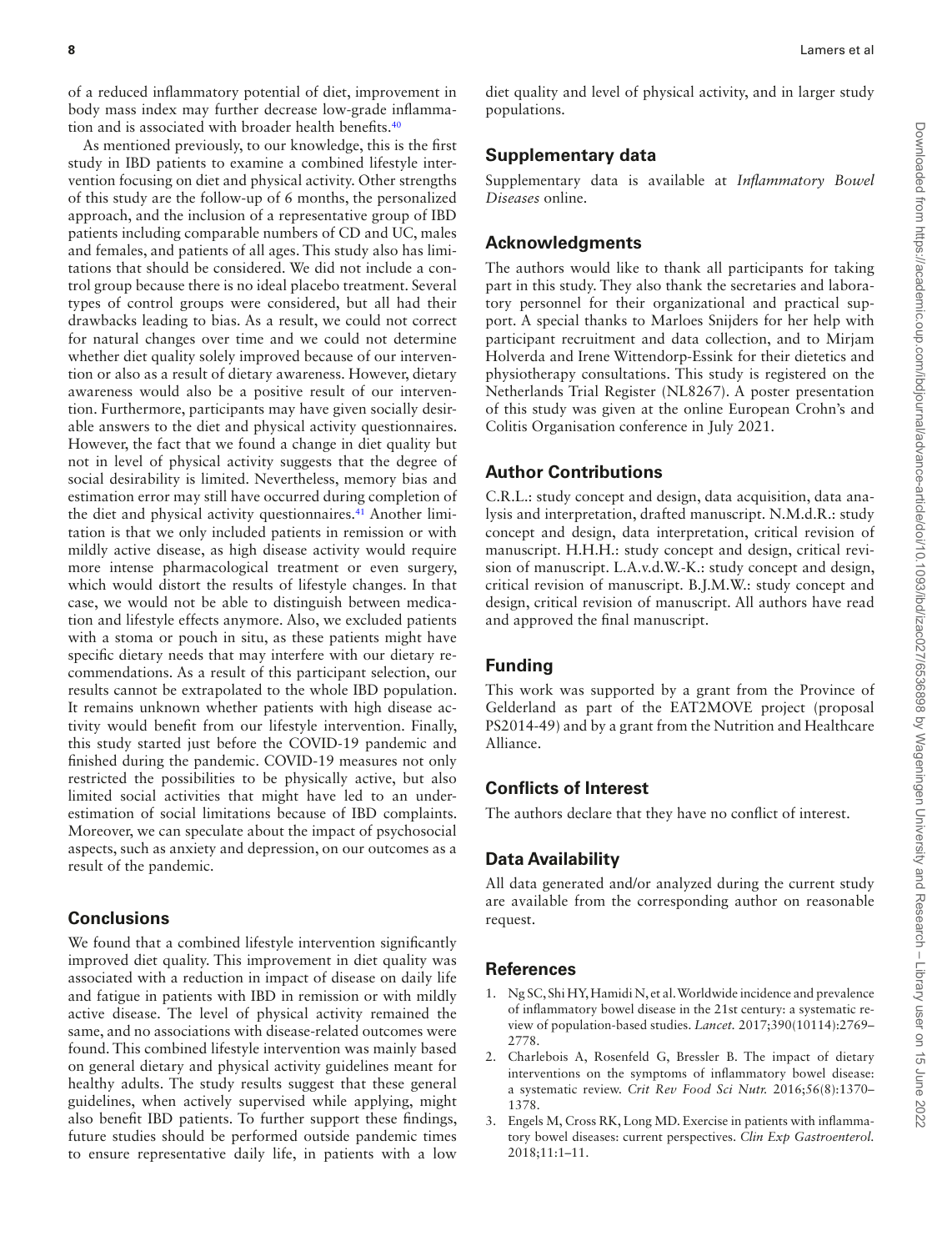of a reduced inflammatory potential of diet, improvement in body mass index may further decrease low-grade inflammation and is associated with broader health benefits.[40]

As mentioned previously, to our knowledge, this is the first study in IBD patients to examine a combined lifestyle intervention focusing on diet and physical activity. Other strengths of this study are the follow-up of 6 months, the personalized approach, and the inclusion of a representative group of IBD patients including comparable numbers of CD and UC, males and females, and patients of all ages. This study also has limitations that should be considered. We did not include a control group because there is no ideal placebo treatment. Several types of control groups were considered, but all had their drawbacks leading to bias. As a result, we could not correct for natural changes over time and we could not determine whether diet quality solely improved because of our intervention or also as a result of dietary awareness. However, dietary awareness would also be a positive result of our intervention. Furthermore, participants may have given socially desirable answers to the diet and physical activity questionnaires. However, the fact that we found a change in diet quality but not in level of physical activity suggests that the degree of social desirability is limited. Nevertheless, memory bias and estimation error may still have occurred during completion of the diet and physical activity questionnaires.[41] Another limitation is that we only included patients in remission or with mildly active disease, as high disease activity would require more intense pharmacological treatment or even surgery, which would distort the results of lifestyle changes. In that case, we would not be able to distinguish between medication and lifestyle effects anymore. Also, we excluded patients with a stoma or pouch in situ, as these patients might have specific dietary needs that may interfere with our dietary recommendations. As a result of this participant selection, our results cannot be extrapolated to the whole IBD population. It remains unknown whether patients with high disease activity would benefit from our lifestyle intervention. Finally, this study started just before the COVID-19 pandemic and finished during the pandemic. COVID-19 measures not only restricted the possibilities to be physically active, but also limited social activities that might have led to an underestimation of social limitations because of IBD complaints. Moreover, we can speculate about the impact of psychosocial aspects, such as anxiety and depression, on our outcomes as a result of the pandemic.

## Conclusions

We found that a combined lifestyle intervention significantly improved diet quality. This improvement in diet quality was associated with a reduction in impact of disease on daily life and fatigue in patients with IBD in remission or with mildly active disease. The level of physical activity remained the same, and no associations with disease-related outcomes were found. This combined lifestyle intervention was mainly based on general dietary and physical activity guidelines meant for healthy adults. The study results suggest that these general guidelines, when actively supervised while applying, might also benefit IBD patients. To further support these findings, future studies should be performed outside pandemic times to ensure representative daily life, in patients with a low diet quality and level of physical activity, and in larger study populations.

## Supplementary data

Supplementary data is available at *Inflammatory Bowel Diseases* online.

## Acknowledgments

The authors would like to thank all participants for taking part in this study. They also thank the secretaries and laboratory personnel for their organizational and practical support. A special thanks to Marloes Snijders for her help with participant recruitment and data collection, and to Mirjam Holverda and Irene Wittendorp-Essink for their dietetics and physiotherapy consultations. This study is registered on the Netherlands Trial Register (NL8267). A poster presentation of this study was given at the online European Crohn's and Colitis Organisation conference in July 2021.

## Author Contributions

C.R.L.: study concept and design, data acquisition, data analysis and interpretation, drafted manuscript. N.M.d.R.: study concept and design, data interpretation, critical revision of manuscript. H.H.H.: study concept and design, critical revision of manuscript. L.A.v.d.W.-K.: study concept and design, critical revision of manuscript. B.J.M.W.: study concept and design, critical revision of manuscript. All authors have read and approved the final manuscript.

## Funding

This work was supported by a grant from the Province of Gelderland as part of the EAT2MOVE project (proposal PS2014-49) and by a grant from the Nutrition and Healthcare Alliance.

## Conflicts of Interest

The authors declare that they have no conflict of interest.

## Data Availability

All data generated and/or analyzed during the current study are available from the corresponding author on reasonable request.

## References

1. Ng SC, Shi HY, Hamidi N, et al. Worldwide incidence and prevalence of inflammatory bowel disease in the 21st century: a systematic review of population-based studies. *Lancet.* 2017;390(10114):2769–2778.
2. Charlebois A, Rosenfeld G, Bressler B. The impact of dietary interventions on the symptoms of inflammatory bowel disease: a systematic review. *Crit Rev Food Sci Nutr.* 2016;56(8):1370–1378.
3. Engels M, Cross RK, Long MD. Exercise in patients with inflammatory bowel diseases: current perspectives. *Clin Exp Gastroenterol.* 2018;11:1–11.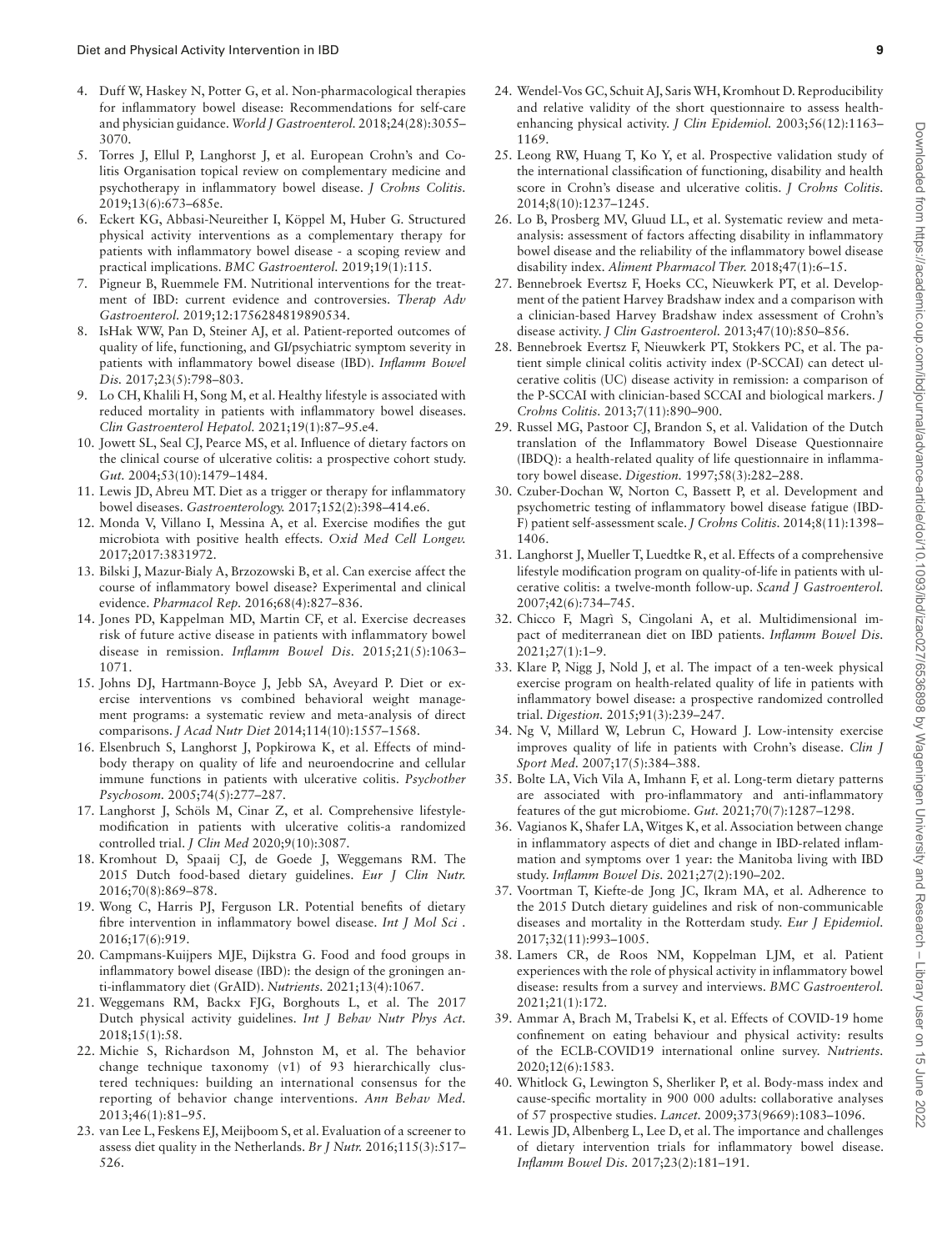4. Duff W, Haskey N, Potter G, et al. Non-pharmacological therapies for inflammatory bowel disease: Recommendations for self-care and physician guidance. *World J Gastroenterol.* 2018;24(28):3055–3070.
5. Torres J, Ellul P, Langhorst J, et al. European Crohn's and Colitis Organisation topical review on complementary medicine and psychotherapy in inflammatory bowel disease. *J Crohns Colitis.* 2019;13(6):673–685e.
6. Eckert KG, Abbasi-Neureither I, Köppel M, Huber G. Structured physical activity interventions as a complementary therapy for patients with inflammatory bowel disease - a scoping review and practical implications. *BMC Gastroenterol.* 2019;19(1):115.
7. Pigneur B, Ruemmele FM. Nutritional interventions for the treatment of IBD: current evidence and controversies. *Therap Adv Gastroenterol.* 2019;12:1756284819890534.
8. IsHak WW, Pan D, Steiner AJ, et al. Patient-reported outcomes of quality of life, functioning, and GI/psychiatric symptom severity in patients with inflammatory bowel disease (IBD). *Inflamm Bowel Dis.* 2017;23(5):798–803.
9. Lo CH, Khalili H, Song M, et al. Healthy lifestyle is associated with reduced mortality in patients with inflammatory bowel diseases. *Clin Gastroenterol Hepatol.* 2021;19(1):87–95.e4.
10. Jowett SL, Seal CJ, Pearce MS, et al. Influence of dietary factors on the clinical course of ulcerative colitis: a prospective cohort study. *Gut.* 2004;53(10):1479–1484.
11. Lewis JD, Abreu MT. Diet as a trigger or therapy for inflammatory bowel diseases. *Gastroenterology.* 2017;152(2):398–414.e6.
12. Monda V, Villano I, Messina A, et al. Exercise modifies the gut microbiota with positive health effects. *Oxid Med Cell Longev.* 2017;2017:3831972.
13. Bilski J, Mazur-Bialy A, Brzozowski B, et al. Can exercise affect the course of inflammatory bowel disease? Experimental and clinical evidence. *Pharmacol Rep.* 2016;68(4):827–836.
14. Jones PD, Kappelman MD, Martin CF, et al. Exercise decreases risk of future active disease in patients with inflammatory bowel disease in remission. *Inflamm Bowel Dis.* 2015;21(5):1063–1071.
15. Johns DJ, Hartmann-Boyce J, Jebb SA, Aveyard P. Diet or exercise interventions vs combined behavioral weight management programs: a systematic review and meta-analysis of direct comparisons. *J Acad Nutr Diet* 2014;114(10):1557–1568.
16. Elsenbruch S, Langhorst J, Popkirowa K, et al. Effects of mind-body therapy on quality of life and neuroendocrine and cellular immune functions in patients with ulcerative colitis. *Psychother Psychosom.* 2005;74(5):277–287.
17. Langhorst J, Schöls M, Cinar Z, et al. Comprehensive lifestyle-modification in patients with ulcerative colitis-a randomized controlled trial. *J Clin Med* 2020;9(10):3087.
18. Kromhout D, Spaaij CJ, de Goede J, Weggemans RM. The 2015 Dutch food-based dietary guidelines. *Eur J Clin Nutr.* 2016;70(8):869–878.
19. Wong C, Harris PJ, Ferguson LR. Potential benefits of dietary fibre intervention in inflammatory bowel disease. *Int J Mol Sci* . 2016;17(6):919.
20. Campmans-Kuijpers MJE, Dijkstra G. Food and food groups in inflammatory bowel disease (IBD): the design of the groningen anti-inflammatory diet (GrAID). *Nutrients.* 2021;13(4):1067.
21. Weggemans RM, Backx FJG, Borghouts L, et al. The 2017 Dutch physical activity guidelines. *Int J Behav Nutr Phys Act.* 2018;15(1):58.
22. Michie S, Richardson M, Johnston M, et al. The behavior change technique taxonomy (v1) of 93 hierarchically clustered techniques: building an international consensus for the reporting of behavior change interventions. *Ann Behav Med.* 2013;46(1):81–95.
23. van Lee L, Feskens EJ, Meijboom S, et al. Evaluation of a screener to assess diet quality in the Netherlands. *Br J Nutr.* 2016;115(3):517–526.
24. Wendel-Vos GC, Schuit AJ, Saris WH, Kromhout D. Reproducibility and relative validity of the short questionnaire to assess health-enhancing physical activity. *J Clin Epidemiol.* 2003;56(12):1163–1169.
25. Leong RW, Huang T, Ko Y, et al. Prospective validation study of the international classification of functioning, disability and health score in Crohn's disease and ulcerative colitis. *J Crohns Colitis.* 2014;8(10):1237–1245.
26. Lo B, Prosberg MV, Gluud LL, et al. Systematic review and meta-analysis: assessment of factors affecting disability in inflammatory bowel disease and the reliability of the inflammatory bowel disease disability index. *Aliment Pharmacol Ther.* 2018;47(1):6–15.
27. Bennebroek Evertsz F, Hoeks CC, Nieuwkerk PT, et al. Development of the patient Harvey Bradshaw index and a comparison with a clinician-based Harvey Bradshaw index assessment of Crohn's disease activity. *J Clin Gastroenterol.* 2013;47(10):850–856.
28. Bennebroek Evertsz F, Nieuwkerk PT, Stokkers PC, et al. The patient simple clinical colitis activity index (P-SCCAI) can detect ulcerative colitis (UC) disease activity in remission: a comparison of the P-SCCAI with clinician-based SCCAI and biological markers. *J Crohns Colitis.* 2013;7(11):890–900.
29. Russel MG, Pastoor CJ, Brandon S, et al. Validation of the Dutch translation of the Inflammatory Bowel Disease Questionnaire (IBDQ): a health-related quality of life questionnaire in inflammatory bowel disease. *Digestion.* 1997;58(3):282–288.
30. Czuber-Dochan W, Norton C, Bassett P, et al. Development and psychometric testing of inflammatory bowel disease fatigue (IBD-F) patient self-assessment scale. *J Crohns Colitis.* 2014;8(11):1398–1406.
31. Langhorst J, Mueller T, Luedtke R, et al. Effects of a comprehensive lifestyle modification program on quality-of-life in patients with ulcerative colitis: a twelve-month follow-up. *Scand J Gastroenterol.* 2007;42(6):734–745.
32. Chicco F, Magrì S, Cingolani A, et al. Multidimensional impact of mediterranean diet on IBD patients. *Inflamm Bowel Dis.* 2021;27(1):1–9.
33. Klare P, Nigg J, Nold J, et al. The impact of a ten-week physical exercise program on health-related quality of life in patients with inflammatory bowel disease: a prospective randomized controlled trial. *Digestion.* 2015;91(3):239–247.
34. Ng V, Millard W, Lebrun C, Howard J. Low-intensity exercise improves quality of life in patients with Crohn's disease. *Clin J Sport Med.* 2007;17(5):384–388.
35. Bolte LA, Vich Vila A, Imhann F, et al. Long-term dietary patterns are associated with pro-inflammatory and anti-inflammatory features of the gut microbiome. *Gut.* 2021;70(7):1287–1298.
36. Vagianos K, Shafer LA, Witges K, et al. Association between change in inflammatory aspects of diet and change in IBD-related inflammation and symptoms over 1 year: the Manitoba living with IBD study. *Inflamm Bowel Dis.* 2021;27(2):190–202.
37. Voortman T, Kiefte-de Jong JC, Ikram MA, et al. Adherence to the 2015 Dutch dietary guidelines and risk of non-communicable diseases and mortality in the Rotterdam study. *Eur J Epidemiol.* 2017;32(11):993–1005.
38. Lamers CR, de Roos NM, Koppelman LJM, et al. Patient experiences with the role of physical activity in inflammatory bowel disease: results from a survey and interviews. *BMC Gastroenterol.* 2021;21(1):172.
39. Ammar A, Brach M, Trabelsi K, et al. Effects of COVID-19 home confinement on eating behaviour and physical activity: results of the ECLB-COVID19 international online survey. *Nutrients.* 2020;12(6):1583.
40. Whitlock G, Lewington S, Sherliker P, et al. Body-mass index and cause-specific mortality in 900 000 adults: collaborative analyses of 57 prospective studies. *Lancet.* 2009;373(9669):1083–1096.
41. Lewis JD, Albenberg L, Lee D, et al. The importance and challenges of dietary intervention trials for inflammatory bowel disease. *Inflamm Bowel Dis.* 2017;23(2):181–191.